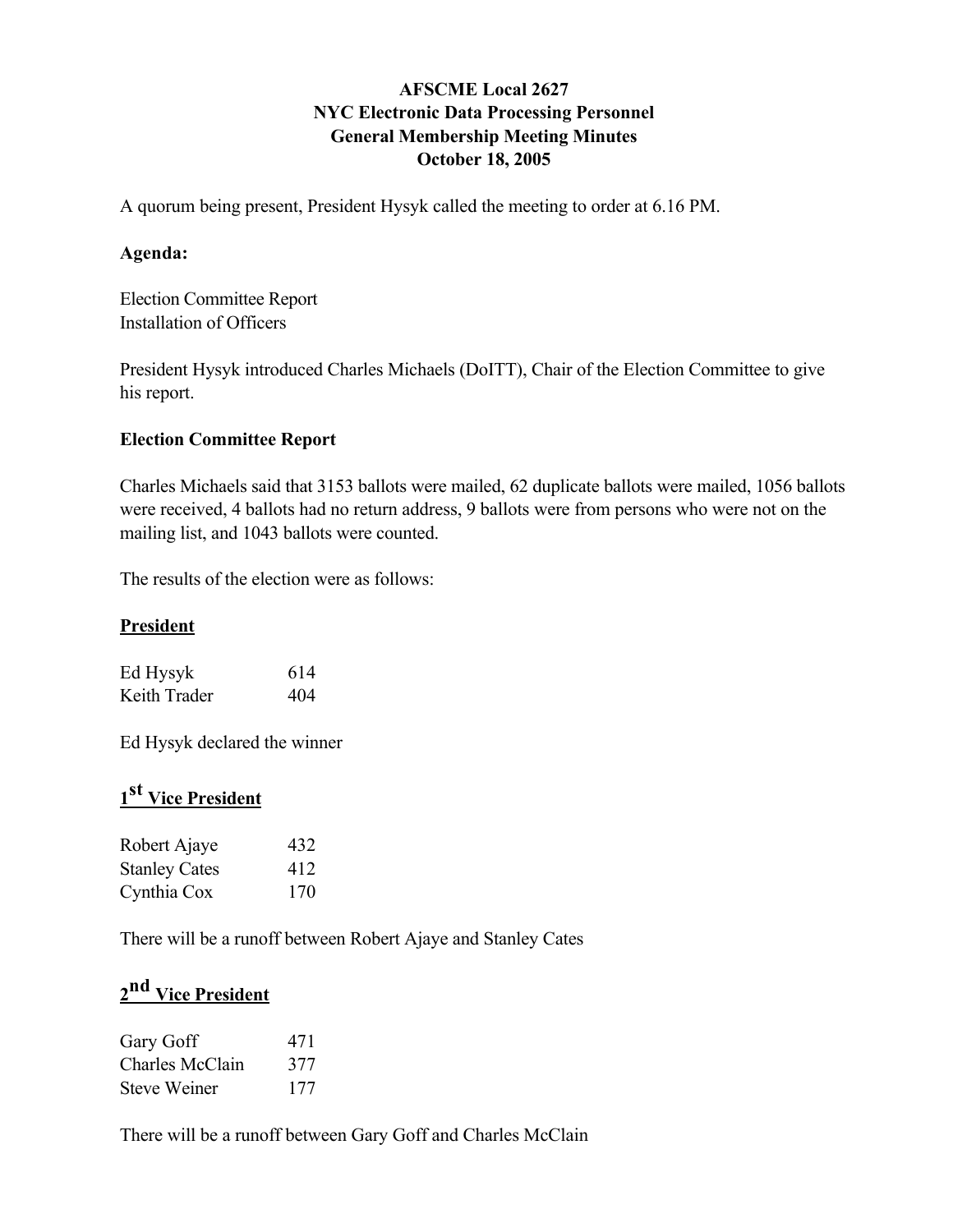# AFSCME Local 2627
## NYC Electronic Data Processing Personnel
## General Membership Meeting Minutes
## October 18, 2005

A quorum being present, President Hysyk called the meeting to order at 6.16 PM.

**Agenda:**

Election Committee Report
Installation of Officers

President Hysyk introduced Charles Michaels (DoITT), Chair of the Election Committee to give his report.

**Election Committee Report**

Charles Michaels said that 3153 ballots were mailed, 62 duplicate ballots were mailed, 1056 ballots were received, 4 ballots had no return address, 9 ballots were from persons who were not on the mailing list, and 1043 ballots were counted.

The results of the election were as follows:

**President**

| | |
|---|---|
| Ed Hysyk | 614 |
| Keith Trader | 404 |

Ed Hysyk declared the winner

**1st Vice President**

| | |
|---|---|
| Robert Ajaye | 432 |
| Stanley Cates | 412 |
| Cynthia Cox | 170 |

There will be a runoff between Robert Ajaye and Stanley Cates

**2nd Vice President**

| | |
|---|---|
| Gary Goff | 471 |
| Charles McClain | 377 |
| Steve Weiner | 177 |

There will be a runoff between Gary Goff and Charles McClain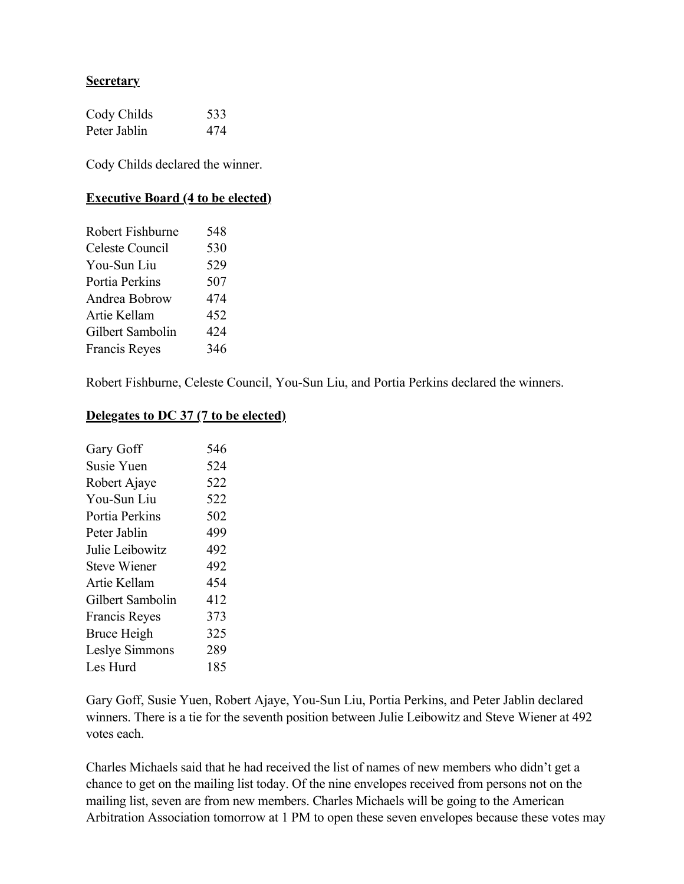**Secretary**

| | |
|---|---|
| Cody Childs | 533 |
| Peter Jablin | 474 |

Cody Childs declared the winner.

**Executive Board (4 to be elected)**

| | |
|---|---|
| Robert Fishburne | 548 |
| Celeste Council | 530 |
| You-Sun Liu | 529 |
| Portia Perkins | 507 |
| Andrea Bobrow | 474 |
| Artie Kellam | 452 |
| Gilbert Sambolin | 424 |
| Francis Reyes | 346 |

Robert Fishburne, Celeste Council, You-Sun Liu, and Portia Perkins declared the winners.

**Delegates to DC 37 (7 to be elected)**

| | |
|---|---|
| Gary Goff | 546 |
| Susie Yuen | 524 |
| Robert Ajaye | 522 |
| You-Sun Liu | 522 |
| Portia Perkins | 502 |
| Peter Jablin | 499 |
| Julie Leibowitz | 492 |
| Steve Wiener | 492 |
| Artie Kellam | 454 |
| Gilbert Sambolin | 412 |
| Francis Reyes | 373 |
| Bruce Heigh | 325 |
| Leslye Simmons | 289 |
| Les Hurd | 185 |

Gary Goff, Susie Yuen, Robert Ajaye, You-Sun Liu, Portia Perkins, and Peter Jablin declared winners. There is a tie for the seventh position between Julie Leibowitz and Steve Wiener at 492 votes each.

Charles Michaels said that he had received the list of names of new members who didn't get a chance to get on the mailing list today. Of the nine envelopes received from persons not on the mailing list, seven are from new members. Charles Michaels will be going to the American Arbitration Association tomorrow at 1 PM to open these seven envelopes because these votes may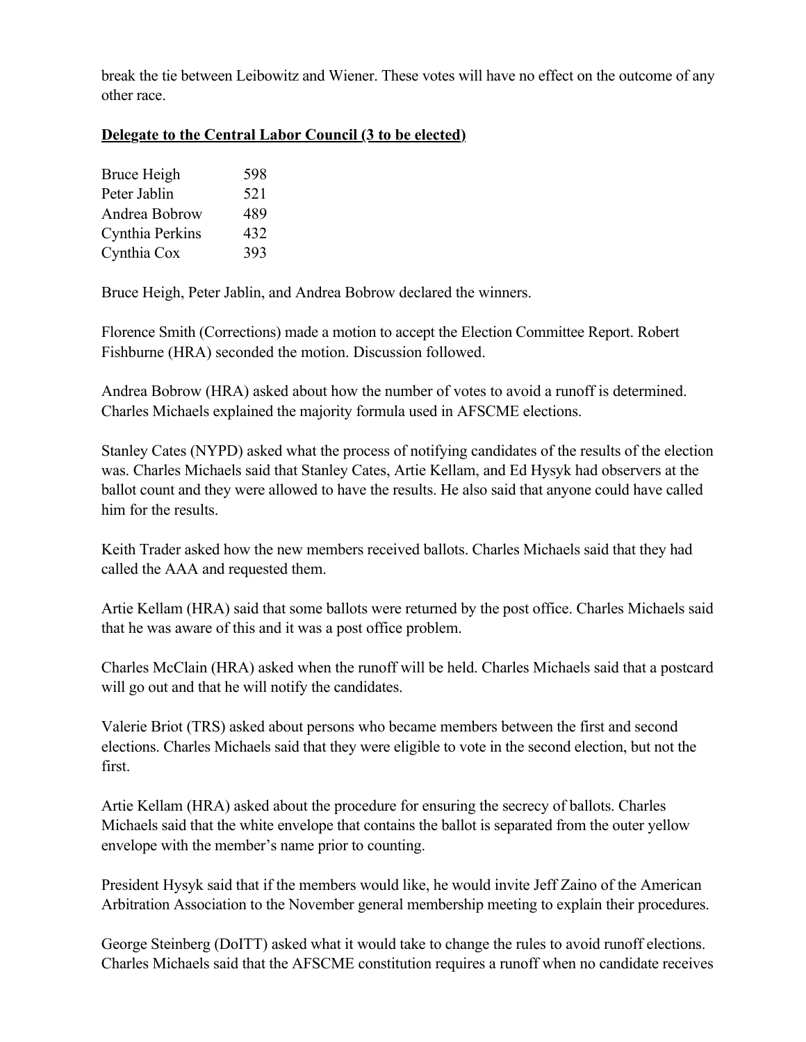break the tie between Leibowitz and Wiener. These votes will have no effect on the outcome of any other race.

**Delegate to the Central Labor Council (3 to be elected)**

| | |
|---|---|
| Bruce Heigh | 598 |
| Peter Jablin | 521 |
| Andrea Bobrow | 489 |
| Cynthia Perkins | 432 |
| Cynthia Cox | 393 |

Bruce Heigh, Peter Jablin, and Andrea Bobrow declared the winners.

Florence Smith (Corrections) made a motion to accept the Election Committee Report. Robert Fishburne (HRA) seconded the motion. Discussion followed.

Andrea Bobrow (HRA) asked about how the number of votes to avoid a runoff is determined. Charles Michaels explained the majority formula used in AFSCME elections.

Stanley Cates (NYPD) asked what the process of notifying candidates of the results of the election was. Charles Michaels said that Stanley Cates, Artie Kellam, and Ed Hysyk had observers at the ballot count and they were allowed to have the results. He also said that anyone could have called him for the results.

Keith Trader asked how the new members received ballots. Charles Michaels said that they had called the AAA and requested them.

Artie Kellam (HRA) said that some ballots were returned by the post office. Charles Michaels said that he was aware of this and it was a post office problem.

Charles McClain (HRA) asked when the runoff will be held. Charles Michaels said that a postcard will go out and that he will notify the candidates.

Valerie Briot (TRS) asked about persons who became members between the first and second elections. Charles Michaels said that they were eligible to vote in the second election, but not the first.

Artie Kellam (HRA) asked about the procedure for ensuring the secrecy of ballots. Charles Michaels said that the white envelope that contains the ballot is separated from the outer yellow envelope with the member's name prior to counting.

President Hysyk said that if the members would like, he would invite Jeff Zaino of the American Arbitration Association to the November general membership meeting to explain their procedures.

George Steinberg (DoITT) asked what it would take to change the rules to avoid runoff elections. Charles Michaels said that the AFSCME constitution requires a runoff when no candidate receives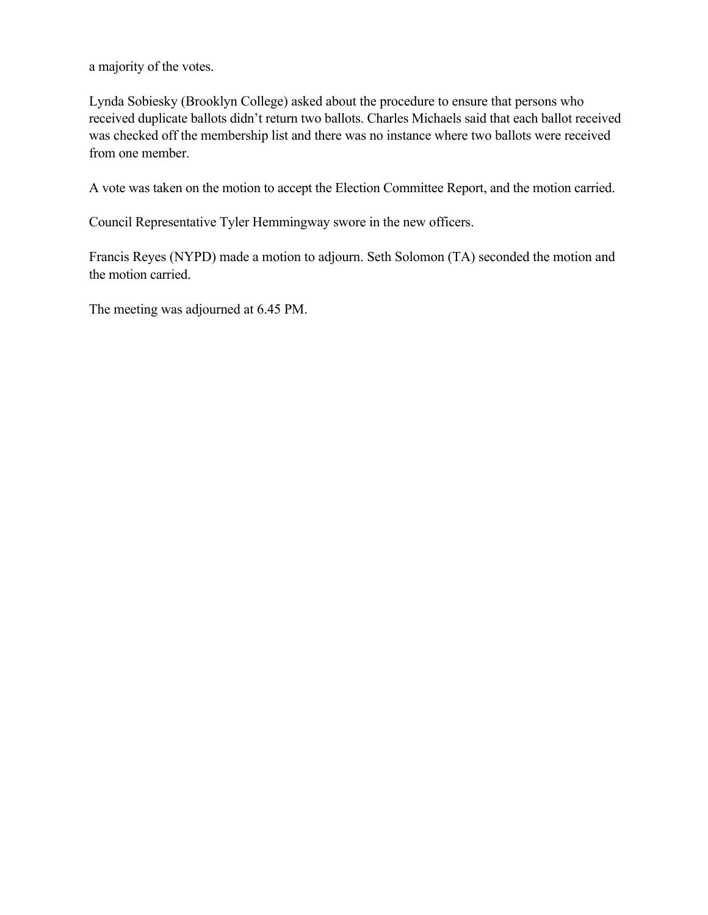a majority of the votes.

Lynda Sobiesky (Brooklyn College) asked about the procedure to ensure that persons who received duplicate ballots didn't return two ballots. Charles Michaels said that each ballot received was checked off the membership list and there was no instance where two ballots were received from one member.

A vote was taken on the motion to accept the Election Committee Report, and the motion carried.

Council Representative Tyler Hemmingway swore in the new officers.

Francis Reyes (NYPD) made a motion to adjourn. Seth Solomon (TA) seconded the motion and the motion carried.

The meeting was adjourned at 6.45 PM.